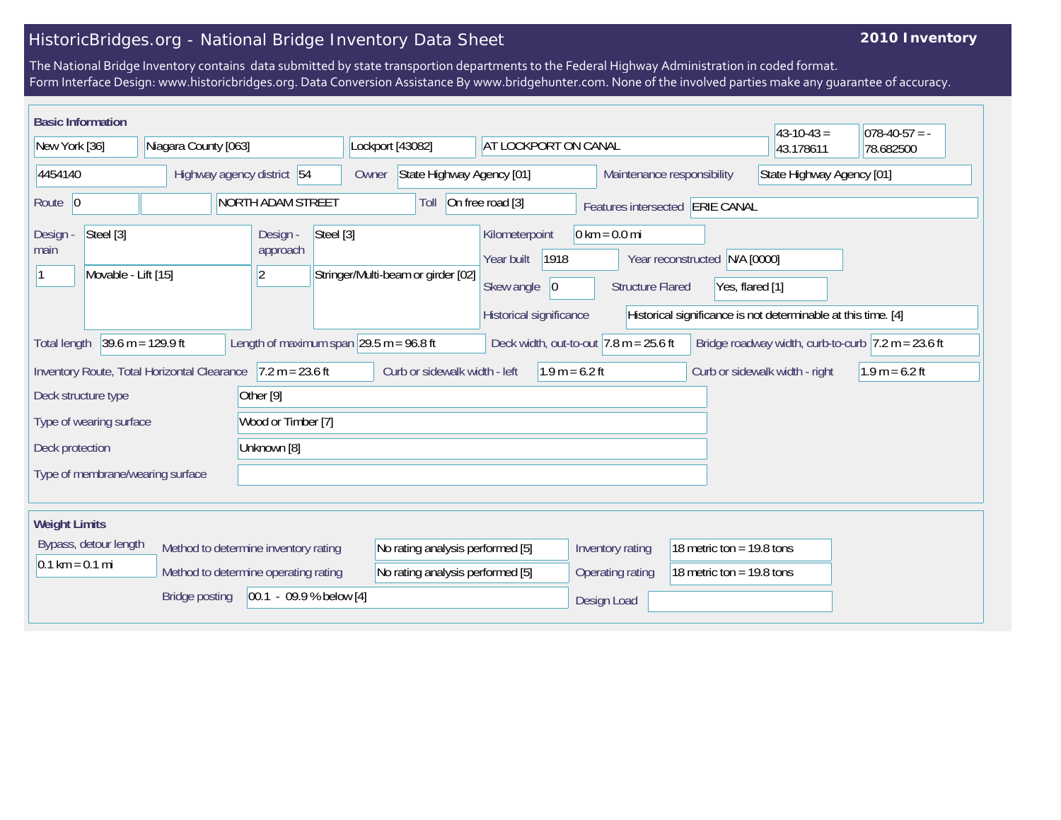# HistoricBridges.org - National Bridge Inventory Data Sheet

**2010 Inventory**

The National Bridge Inventory contains data submitted by state transportion departments to the Federal Highway Administration in coded format.
Form Interface Design: www.historicbridges.org. Data Conversion Assistance By www.bridgehunter.com. None of the involved parties make any guarantee of accuracy.

## Basic Information

| | |
|---|---|
| State | New York [36] |
| County | Niagara County [063] |
| Place | Lockport [43082] |
| Location | AT LOCKPORT ON CANAL |
| Latitude | 43-10-43 = 43.178611 |
| Longitude | 078-40-57 = -78.682500 |
| Structure Number | 4454140 |
| Highway agency district | 54 |
| Owner | State Highway Agency [01] |
| Maintenance responsibility | State Highway Agency [01] |
| Route | 0 |
| Facility Carried | NORTH ADAM STREET |
| Toll | On free road [3] |
| Features intersected | ERIE CANAL |
| Design - main | Steel [3] |
| | 1 — Movable - Lift [15] |
| Design - approach | Steel [3] |
| | 2 — Stringer/Multi-beam or girder [02] |
| Kilometerpoint | 0 km = 0.0 mi |
| Year built | 1918 |
| Year reconstructed | N/A [0000] |
| Skew angle | 0 |
| Structure Flared | Yes, flared [1] |
| Historical significance | Historical significance is not determinable at this time. [4] |
| Total length | 39.6 m = 129.9 ft |
| Length of maximum span | 29.5 m = 96.8 ft |
| Deck width, out-to-out | 7.8 m = 25.6 ft |
| Bridge roadway width, curb-to-curb | 7.2 m = 23.6 ft |
| Inventory Route, Total Horizontal Clearance | 7.2 m = 23.6 ft |
| Curb or sidewalk width - left | 1.9 m = 6.2 ft |
| Curb or sidewalk width - right | 1.9 m = 6.2 ft |
| Deck structure type | Other [9] |
| Type of wearing surface | Wood or Timber [7] |
| Deck protection | Unknown [8] |
| Type of membrane/wearing surface | |

## Weight Limits

| | |
|---|---|
| Bypass, detour length | 0.1 km = 0.1 mi |
| Method to determine inventory rating | No rating analysis performed [5] |
| Method to determine operating rating | No rating analysis performed [5] |
| Bridge posting | 00.1 - 09.9 % below [4] |
| Inventory rating | 18 metric ton = 19.8 tons |
| Operating rating | 18 metric ton = 19.8 tons |
| Design Load | |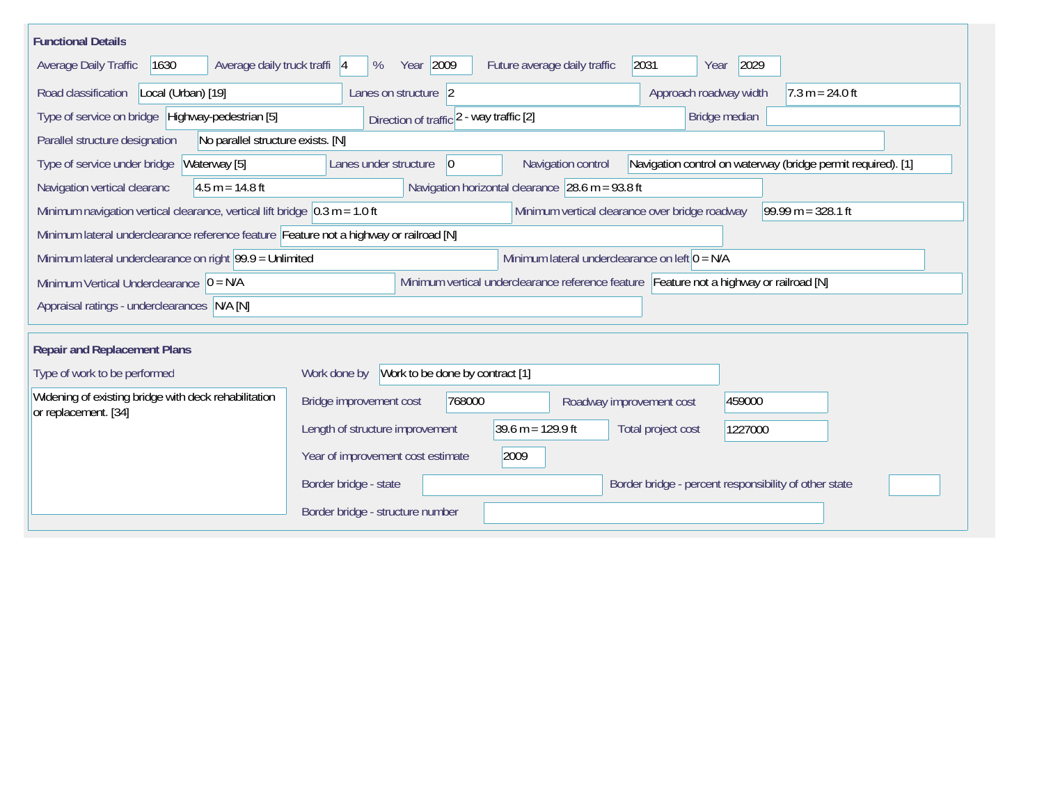## Functional Details

| Field | Value |
|---|---|
| Average Daily Traffic | 1630 |
| Average daily truck traffi | 4 % |
| Year | 2009 |
| Future average daily traffic | 2031 |
| Year | 2029 |
| Road classification | Local (Urban) [19] |
| Lanes on structure | 2 |
| Approach roadway width | 7.3 m = 24.0 ft |
| Type of service on bridge | Highway-pedestrian [5] |
| Direction of traffic | 2 - way traffic [2] |
| Bridge median | |
| Parallel structure designation | No parallel structure exists. [N] |
| Type of service under bridge | Waterway [5] |
| Lanes under structure | 0 |
| Navigation control | Navigation control on waterway (bridge permit required). [1] |
| Navigation vertical clearanc | 4.5 m = 14.8 ft |
| Navigation horizontal clearance | 28.6 m = 93.8 ft |
| Minimum navigation vertical clearance, vertical lift bridge | 0.3 m = 1.0 ft |
| Minimum vertical clearance over bridge roadway | 99.99 m = 328.1 ft |
| Minimum lateral underclearance reference feature | Feature not a highway or railroad [N] |
| Minimum lateral underclearance on right | 99.9 = Unlimited |
| Minimum lateral underclearance on left | 0 = N/A |
| Minimum Vertical Underclearance | 0 = N/A |
| Minimum vertical underclearance reference feature | Feature not a highway or railroad [N] |
| Appraisal ratings - underclearances | N/A [N] |

## Repair and Replacement Plans

| Field | Value |
|---|---|
| Type of work to be performed | Widening of existing bridge with deck rehabilitation or replacement. [34] |
| Work done by | Work to be done by contract [1] |
| Bridge improvement cost | 768000 |
| Roadway improvement cost | 459000 |
| Length of structure improvement | 39.6 m = 129.9 ft |
| Total project cost | 1227000 |
| Year of improvement cost estimate | 2009 |
| Border bridge - state | |
| Border bridge - percent responsibility of other state | |
| Border bridge - structure number | |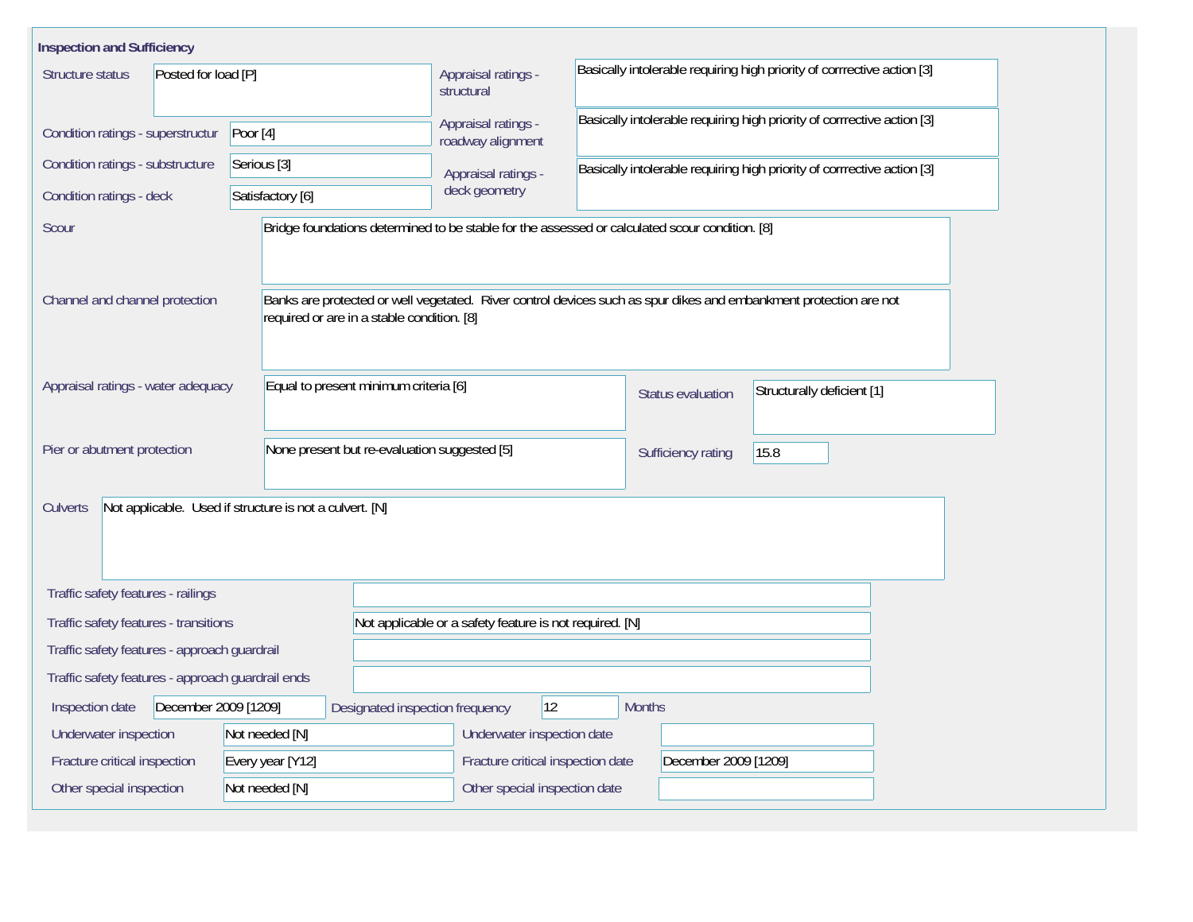## Inspection and Sufficiency

| Field | Value |
|---|---|
| Structure status | Posted for load [P] |
| Condition ratings - superstructur | Poor [4] |
| Condition ratings - substructure | Serious [3] |
| Condition ratings - deck | Satisfactory [6] |
| Appraisal ratings - structural | Basically intolerable requiring high priority of corrrective action [3] |
| Appraisal ratings - roadway alignment | Basically intolerable requiring high priority of corrrective action [3] |
| Appraisal ratings - deck geometry | Basically intolerable requiring high priority of corrrective action [3] |
| Scour | Bridge foundations determined to be stable for the assessed or calculated scour condition. [8] |
| Channel and channel protection | Banks are protected or well vegetated. River control devices such as spur dikes and embankment protection are not required or are in a stable condition. [8] |
| Appraisal ratings - water adequacy | Equal to present minimum criteria [6] |
| Pier or abutment protection | None present but re-evaluation suggested [5] |
| Status evaluation | Structurally deficient [1] |
| Sufficiency rating | 15.8 |
| Culverts | Not applicable. Used if structure is not a culvert. [N] |
| Traffic safety features - railings | |
| Traffic safety features - transitions | Not applicable or a safety feature is not required. [N] |
| Traffic safety features - approach guardrail | |
| Traffic safety features - approach guardrail ends | |
| Inspection date | December 2009 [1209] |
| Designated inspection frequency | 12 Months |
| Underwater inspection | Not needed [N] |
| Underwater inspection date | |
| Fracture critical inspection | Every year [Y12] |
| Fracture critical inspection date | December 2009 [1209] |
| Other special inspection | Not needed [N] |
| Other special inspection date | |